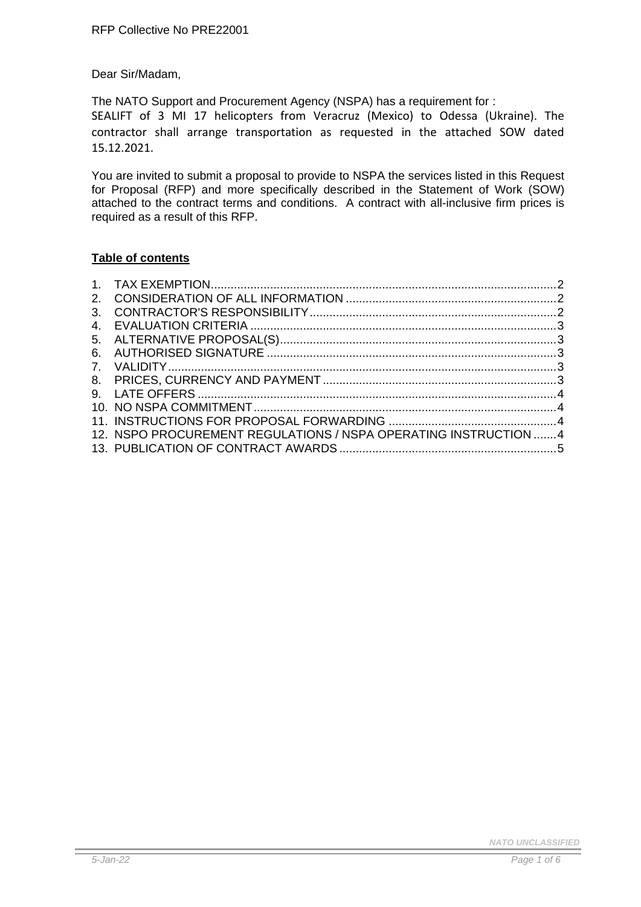Dear Sir/Madam,

The NATO Support and Procurement Agency (NSPA) has a requirement for :
SEALIFT of 3 MI 17 helicopters from Veracruz (Mexico) to Odessa (Ukraine). The contractor shall arrange transportation as requested in the attached SOW dated 15.12.2021.

You are invited to submit a proposal to provide to NSPA the services listed in this Request for Proposal (RFP) and more specifically described in the Statement of Work (SOW) attached to the contract terms and conditions. A contract with all-inclusive firm prices is required as a result of this RFP.

**Table of contents**

1. TAX EXEMPTION ..... 2
2. CONSIDERATION OF ALL INFORMATION ..... 2
3. CONTRACTOR'S RESPONSIBILITY ..... 2
4. EVALUATION CRITERIA ..... 3
5. ALTERNATIVE PROPOSAL(S) ..... 3
6. AUTHORISED SIGNATURE ..... 3
7. VALIDITY ..... 3
8. PRICES, CURRENCY AND PAYMENT ..... 3
9. LATE OFFERS ..... 4
10. NO NSPA COMMITMENT ..... 4
11. INSTRUCTIONS FOR PROPOSAL FORWARDING ..... 4
12. NSPO PROCUREMENT REGULATIONS / NSPA OPERATING INSTRUCTION ..... 4
13. PUBLICATION OF CONTRACT AWARDS ..... 5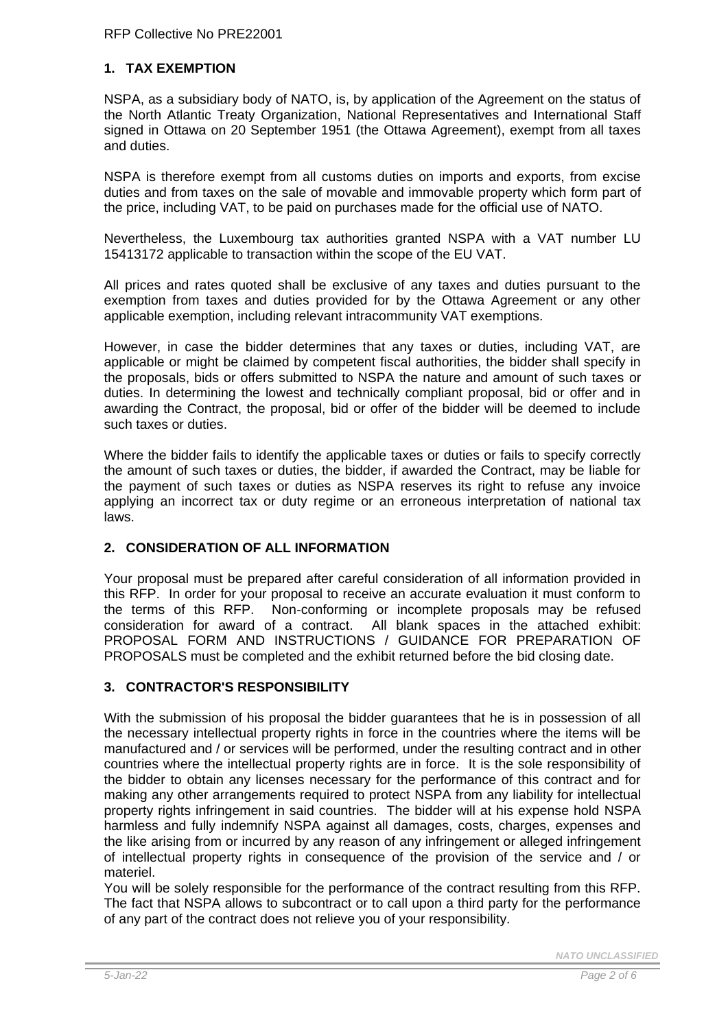## 1. TAX EXEMPTION

NSPA, as a subsidiary body of NATO, is, by application of the Agreement on the status of the North Atlantic Treaty Organization, National Representatives and International Staff signed in Ottawa on 20 September 1951 (the Ottawa Agreement), exempt from all taxes and duties.

NSPA is therefore exempt from all customs duties on imports and exports, from excise duties and from taxes on the sale of movable and immovable property which form part of the price, including VAT, to be paid on purchases made for the official use of NATO.

Nevertheless, the Luxembourg tax authorities granted NSPA with a VAT number LU 15413172 applicable to transaction within the scope of the EU VAT.

All prices and rates quoted shall be exclusive of any taxes and duties pursuant to the exemption from taxes and duties provided for by the Ottawa Agreement or any other applicable exemption, including relevant intracommunity VAT exemptions.

However, in case the bidder determines that any taxes or duties, including VAT, are applicable or might be claimed by competent fiscal authorities, the bidder shall specify in the proposals, bids or offers submitted to NSPA the nature and amount of such taxes or duties. In determining the lowest and technically compliant proposal, bid or offer and in awarding the Contract, the proposal, bid or offer of the bidder will be deemed to include such taxes or duties.

Where the bidder fails to identify the applicable taxes or duties or fails to specify correctly the amount of such taxes or duties, the bidder, if awarded the Contract, may be liable for the payment of such taxes or duties as NSPA reserves its right to refuse any invoice applying an incorrect tax or duty regime or an erroneous interpretation of national tax laws.

## 2. CONSIDERATION OF ALL INFORMATION

Your proposal must be prepared after careful consideration of all information provided in this RFP. In order for your proposal to receive an accurate evaluation it must conform to the terms of this RFP. Non-conforming or incomplete proposals may be refused consideration for award of a contract. All blank spaces in the attached exhibit: PROPOSAL FORM AND INSTRUCTIONS / GUIDANCE FOR PREPARATION OF PROPOSALS must be completed and the exhibit returned before the bid closing date.

## 3. CONTRACTOR'S RESPONSIBILITY

With the submission of his proposal the bidder guarantees that he is in possession of all the necessary intellectual property rights in force in the countries where the items will be manufactured and / or services will be performed, under the resulting contract and in other countries where the intellectual property rights are in force. It is the sole responsibility of the bidder to obtain any licenses necessary for the performance of this contract and for making any other arrangements required to protect NSPA from any liability for intellectual property rights infringement in said countries. The bidder will at his expense hold NSPA harmless and fully indemnify NSPA against all damages, costs, charges, expenses and the like arising from or incurred by any reason of any infringement or alleged infringement of intellectual property rights in consequence of the provision of the service and / or materiel.

You will be solely responsible for the performance of the contract resulting from this RFP. The fact that NSPA allows to subcontract or to call upon a third party for the performance of any part of the contract does not relieve you of your responsibility.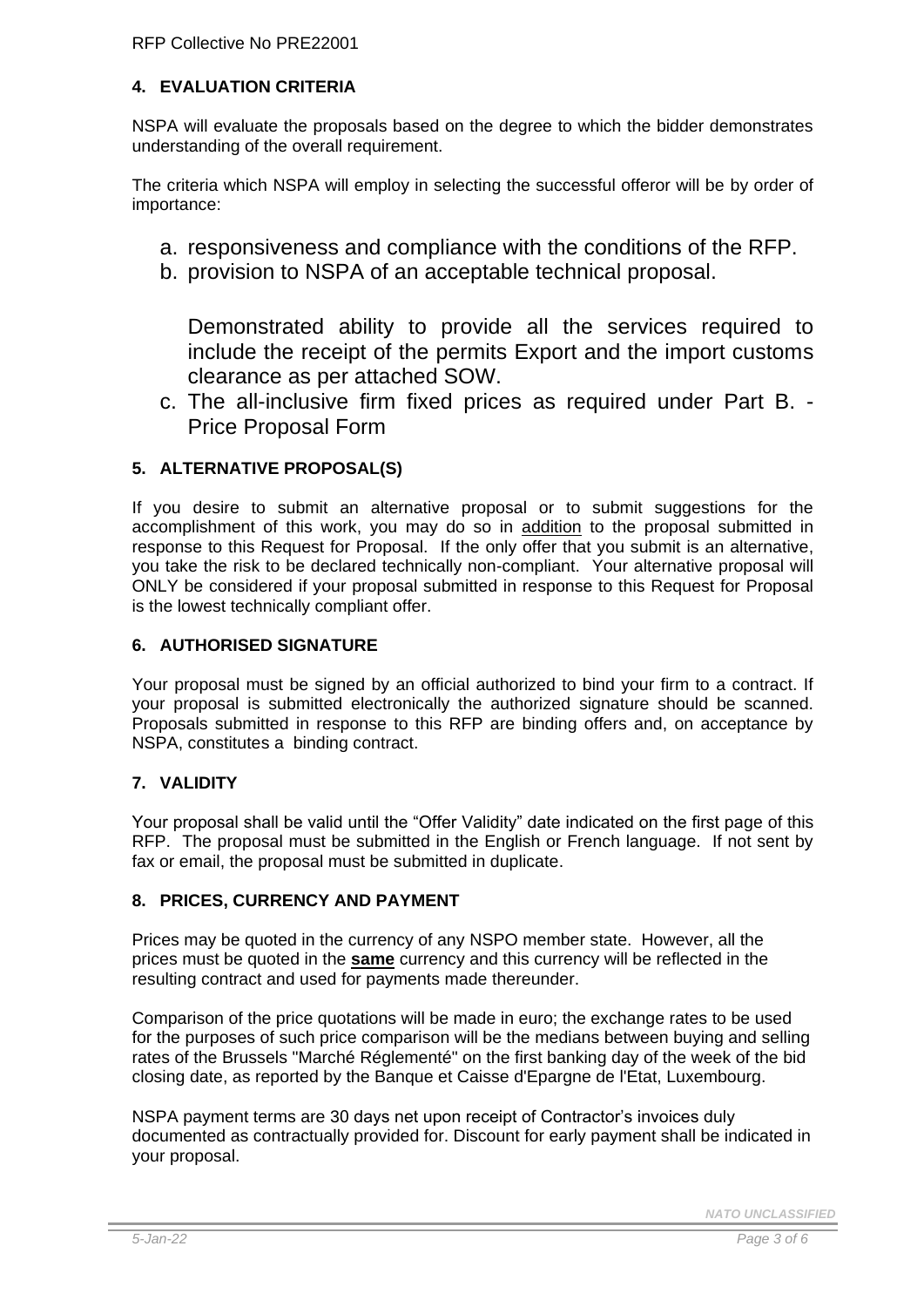## 4. EVALUATION CRITERIA

NSPA will evaluate the proposals based on the degree to which the bidder demonstrates understanding of the overall requirement.

The criteria which NSPA will employ in selecting the successful offeror will be by order of importance:

a. responsiveness and compliance with the conditions of the RFP.
b. provision to NSPA of an acceptable technical proposal.

   Demonstrated ability to provide all the services required to include the receipt of the permits Export and the import customs clearance as per attached SOW.
c. The all-inclusive firm fixed prices as required under Part B. - Price Proposal Form

## 5. ALTERNATIVE PROPOSAL(S)

If you desire to submit an alternative proposal or to submit suggestions for the accomplishment of this work, you may do so in addition to the proposal submitted in response to this Request for Proposal. If the only offer that you submit is an alternative, you take the risk to be declared technically non-compliant. Your alternative proposal will ONLY be considered if your proposal submitted in response to this Request for Proposal is the lowest technically compliant offer.

## 6. AUTHORISED SIGNATURE

Your proposal must be signed by an official authorized to bind your firm to a contract. If your proposal is submitted electronically the authorized signature should be scanned. Proposals submitted in response to this RFP are binding offers and, on acceptance by NSPA, constitutes a binding contract.

## 7. VALIDITY

Your proposal shall be valid until the "Offer Validity" date indicated on the first page of this RFP. The proposal must be submitted in the English or French language. If not sent by fax or email, the proposal must be submitted in duplicate.

## 8. PRICES, CURRENCY AND PAYMENT

Prices may be quoted in the currency of any NSPO member state. However, all the prices must be quoted in the **same** currency and this currency will be reflected in the resulting contract and used for payments made thereunder.

Comparison of the price quotations will be made in euro; the exchange rates to be used for the purposes of such price comparison will be the medians between buying and selling rates of the Brussels "Marché Réglementé" on the first banking day of the week of the bid closing date, as reported by the Banque et Caisse d'Epargne de l'Etat, Luxembourg.

NSPA payment terms are 30 days net upon receipt of Contractor's invoices duly documented as contractually provided for. Discount for early payment shall be indicated in your proposal.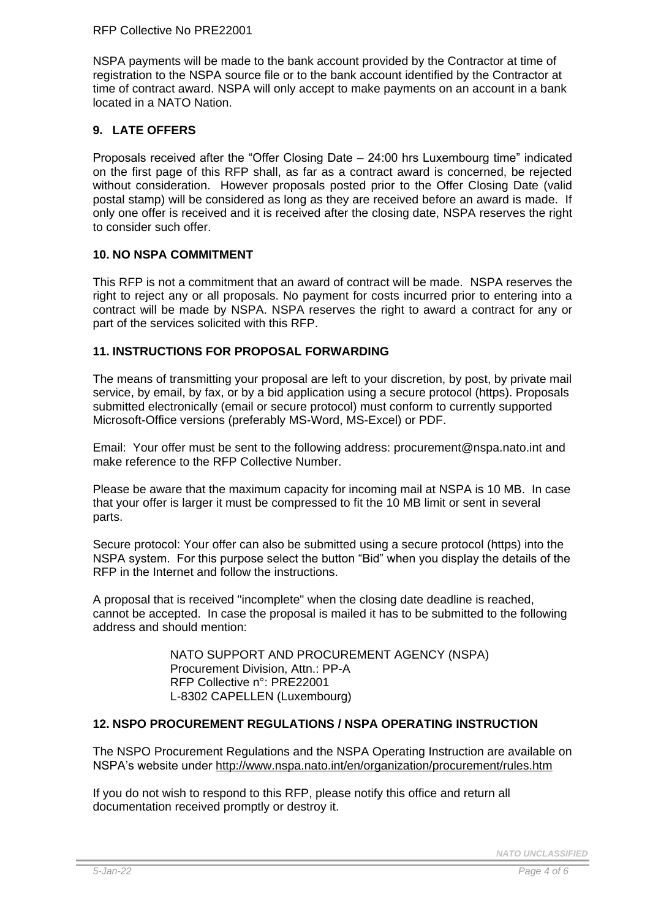NSPA payments will be made to the bank account provided by the Contractor at time of registration to the NSPA source file or to the bank account identified by the Contractor at time of contract award. NSPA will only accept to make payments on an account in a bank located in a NATO Nation.

## 9. LATE OFFERS

Proposals received after the "Offer Closing Date – 24:00 hrs Luxembourg time" indicated on the first page of this RFP shall, as far as a contract award is concerned, be rejected without consideration. However proposals posted prior to the Offer Closing Date (valid postal stamp) will be considered as long as they are received before an award is made. If only one offer is received and it is received after the closing date, NSPA reserves the right to consider such offer.

## 10. NO NSPA COMMITMENT

This RFP is not a commitment that an award of contract will be made. NSPA reserves the right to reject any or all proposals. No payment for costs incurred prior to entering into a contract will be made by NSPA. NSPA reserves the right to award a contract for any or part of the services solicited with this RFP.

## 11. INSTRUCTIONS FOR PROPOSAL FORWARDING

The means of transmitting your proposal are left to your discretion, by post, by private mail service, by email, by fax, or by a bid application using a secure protocol (https). Proposals submitted electronically (email or secure protocol) must conform to currently supported Microsoft-Office versions (preferably MS-Word, MS-Excel) or PDF.

Email: Your offer must be sent to the following address: procurement@nspa.nato.int and make reference to the RFP Collective Number.

Please be aware that the maximum capacity for incoming mail at NSPA is 10 MB. In case that your offer is larger it must be compressed to fit the 10 MB limit or sent in several parts.

Secure protocol: Your offer can also be submitted using a secure protocol (https) into the NSPA system. For this purpose select the button "Bid" when you display the details of the RFP in the Internet and follow the instructions.

A proposal that is received "incomplete" when the closing date deadline is reached, cannot be accepted. In case the proposal is mailed it has to be submitted to the following address and should mention:

> NATO SUPPORT AND PROCUREMENT AGENCY (NSPA)
> Procurement Division, Attn.: PP-A
> RFP Collective n°: PRE22001
> L-8302 CAPELLEN (Luxembourg)

## 12. NSPO PROCUREMENT REGULATIONS / NSPA OPERATING INSTRUCTION

The NSPO Procurement Regulations and the NSPA Operating Instruction are available on NSPA's website under http://www.nspa.nato.int/en/organization/procurement/rules.htm

If you do not wish to respond to this RFP, please notify this office and return all documentation received promptly or destroy it.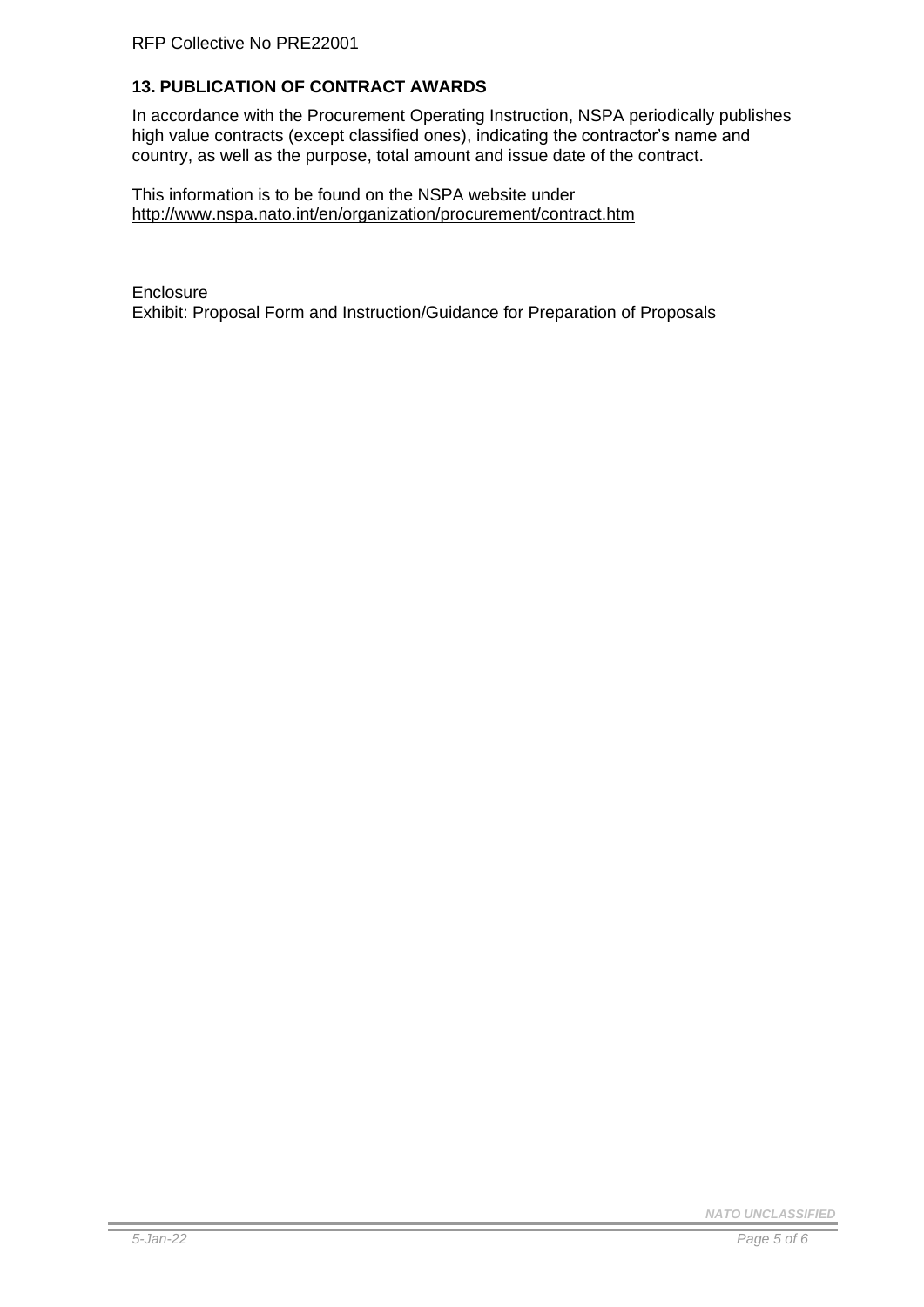## 13. PUBLICATION OF CONTRACT AWARDS

In accordance with the Procurement Operating Instruction, NSPA periodically publishes high value contracts (except classified ones), indicating the contractor's name and country, as well as the purpose, total amount and issue date of the contract.

This information is to be found on the NSPA website under http://www.nspa.nato.int/en/organization/procurement/contract.htm

Enclosure

Exhibit: Proposal Form and Instruction/Guidance for Preparation of Proposals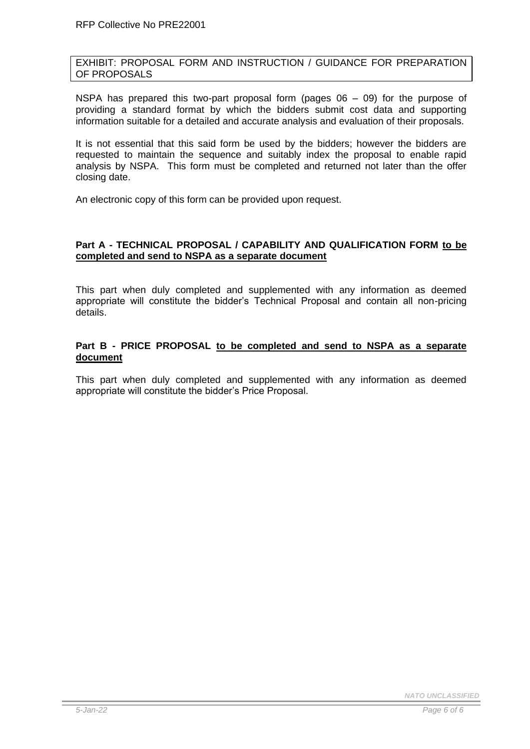EXHIBIT: PROPOSAL FORM AND INSTRUCTION / GUIDANCE FOR PREPARATION OF PROPOSALS

NSPA has prepared this two-part proposal form (pages 06 – 09) for the purpose of providing a standard format by which the bidders submit cost data and supporting information suitable for a detailed and accurate analysis and evaluation of their proposals.

It is not essential that this said form be used by the bidders; however the bidders are requested to maintain the sequence and suitably index the proposal to enable rapid analysis by NSPA. This form must be completed and returned not later than the offer closing date.

An electronic copy of this form can be provided upon request.

**Part A - TECHNICAL PROPOSAL / CAPABILITY AND QUALIFICATION FORM <u>to be completed and send to NSPA as a separate document</u>**

This part when duly completed and supplemented with any information as deemed appropriate will constitute the bidder's Technical Proposal and contain all non-pricing details.

**Part B - PRICE PROPOSAL <u>to be completed and send to NSPA as a separate document</u>**

This part when duly completed and supplemented with any information as deemed appropriate will constitute the bidder's Price Proposal.